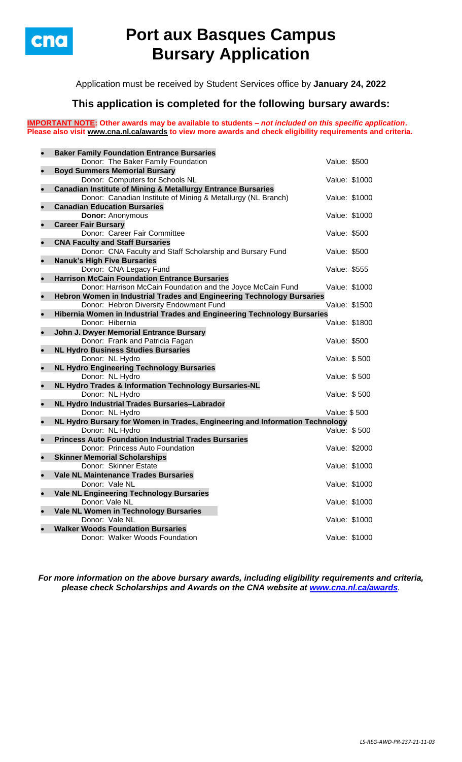# Port aux Basques Campus Bursary Application

Application must be received by Student Services office by **January 24, 2022**

## This application is completed for the following bursary awards:

**IMPORTANT NOTE: Other awards may be available to students – *not included on this specific application*. Please also visit www.cna.nl.ca/awards to view more awards and check eligibility requirements and criteria.**

- **Baker Family Foundation Entrance Bursaries**
  Donor: The Baker Family Foundation — Value: $500
- **Boyd Summers Memorial Bursary**
  Donor: Computers for Schools NL — Value: $1000
- **Canadian Institute of Mining & Metallurgy Entrance Bursaries**
  Donor: Canadian Institute of Mining & Metallurgy (NL Branch) — Value: $1000
- **Canadian Education Bursaries**
  **Donor:** Anonymous — Value: $1000
- **Career Fair Bursary**
  Donor: Career Fair Committee — Value: $500
- **CNA Faculty and Staff Bursaries**
  Donor: CNA Faculty and Staff Scholarship and Bursary Fund — Value: $500
- **Nanuk's High Five Bursaries**
  Donor: CNA Legacy Fund — Value: $555
- **Harrison McCain Foundation Entrance Bursaries**
  Donor: Harrison McCain Foundation and the Joyce McCain Fund — Value: $1000
- **Hebron Women in Industrial Trades and Engineering Technology Bursaries**
  Donor: Hebron Diversity Endowment Fund — Value: $1500
- **Hibernia Women in Industrial Trades and Engineering Technology Bursaries**
  Donor: Hibernia — Value: $1800
- **John J. Dwyer Memorial Entrance Bursary**
  Donor: Frank and Patricia Fagan — Value: $500
- **NL Hydro Business Studies Bursaries**
  Donor: NL Hydro — Value: $ 500
- **NL Hydro Engineering Technology Bursaries**
  Donor: NL Hydro — Value: $ 500
- **NL Hydro Trades & Information Technology Bursaries-NL**
  Donor: NL Hydro — Value: $ 500
- **NL Hydro Industrial Trades Bursaries–Labrador**
  Donor: NL Hydro — Value: $ 500
- **NL Hydro Bursary for Women in Trades, Engineering and Information Technology**
  Donor: NL Hydro — Value: $ 500
- **Princess Auto Foundation Industrial Trades Bursaries**
  Donor: Princess Auto Foundation — Value: $2000
- **Skinner Memorial Scholarships**
  Donor: Skinner Estate — Value: $1000
- **Vale NL Maintenance Trades Bursaries**
  Donor: Vale NL — Value: $1000
- **Vale NL Engineering Technology Bursaries**
  Donor: Vale NL — Value: $1000
- **Vale NL Women in Technology Bursaries**
  Donor: Vale NL — Value: $1000
- **Walker Woods Foundation Bursaries**
  Donor: Walker Woods Foundation — Value: $1000

***For more information on the above bursary awards, including eligibility requirements and criteria, please check Scholarships and Awards on the CNA website at www.cna.nl.ca/awards.***

*LS-REG-AWD-PR-237-21-11-03*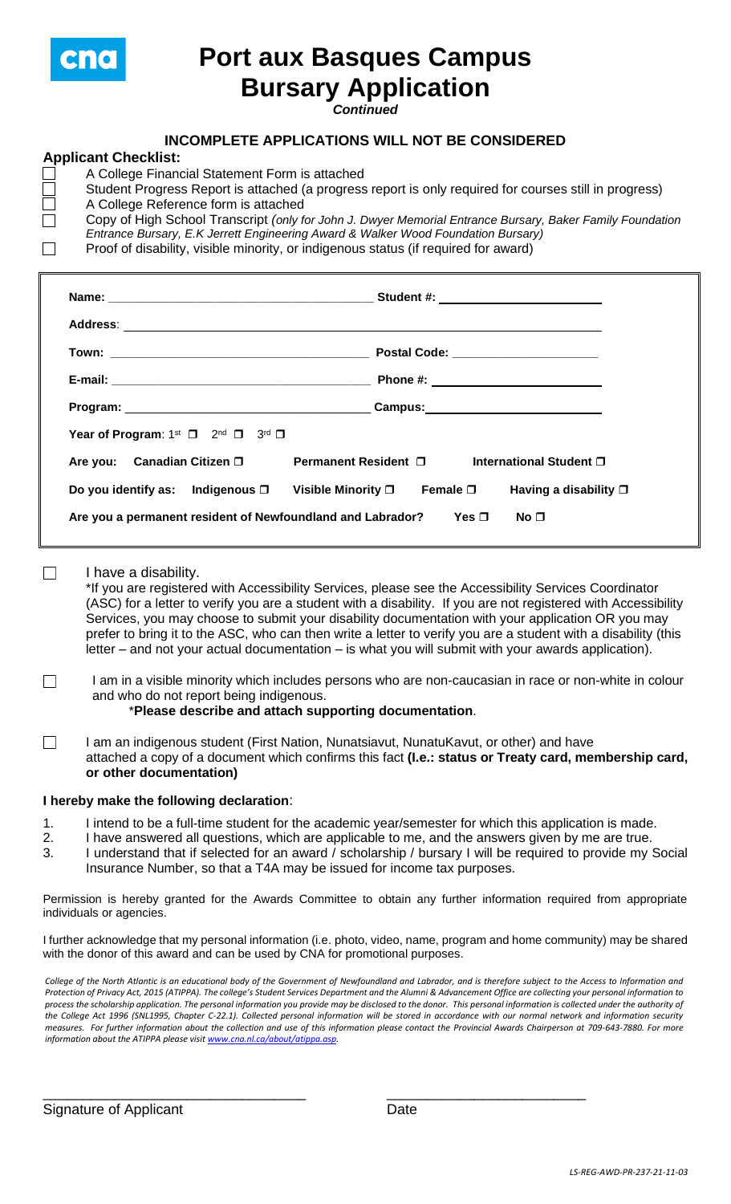# Port aux Basques Campus Bursary Application

***Continued***

### INCOMPLETE APPLICATIONS WILL NOT BE CONSIDERED

**Applicant Checklist:**

- ☐ A College Financial Statement Form is attached
- ☐ Student Progress Report is attached (a progress report is only required for courses still in progress)
- ☐ A College Reference form is attached
- ☐ Copy of High School Transcript *(only for John J. Dwyer Memorial Entrance Bursary, Baker Family Foundation Entrance Bursary, E.K Jerrett Engineering Award & Walker Wood Foundation Bursary)*
- ☐ Proof of disability, visible minority, or indigenous status (if required for award)

**Name:** ______________________________ **Student #:** ____________________

**Address**: ______________________________________________________________

**Town:** ______________________________ **Postal Code:** ____________________

**E-mail:** ______________________________ **Phone #:** ____________________

**Program:** ______________________________ **Campus:** ____________________

**Year of Program**: 1st ☐ 2nd ☐ 3rd ☐

**Are you: Canadian Citizen ☐ Permanent Resident ☐ International Student ☐**

**Do you identify as: Indigenous ☐ Visible Minority ☐ Female ☐ Having a disability ☐**

**Are you a permanent resident of Newfoundland and Labrador? Yes ☐ No ☐**

☐ I have a disability.

\*If you are registered with Accessibility Services, please see the Accessibility Services Coordinator (ASC) for a letter to verify you are a student with a disability. If you are not registered with Accessibility Services, you may choose to submit your disability documentation with your application OR you may prefer to bring it to the ASC, who can then write a letter to verify you are a student with a disability (this letter – and not your actual documentation – is what you will submit with your awards application).

☐ I am in a visible minority which includes persons who are non-caucasian in race or non-white in colour and who do not report being indigenous.

\***Please describe and attach supporting documentation**.

☐ I am an indigenous student (First Nation, Nunatsiavut, NunatuKavut, or other) and have attached a copy of a document which confirms this fact **(I.e.: status or Treaty card, membership card, or other documentation)**

**I hereby make the following declaration**:

1. I intend to be a full-time student for the academic year/semester for which this application is made.
2. I have answered all questions, which are applicable to me, and the answers given by me are true.
3. I understand that if selected for an award / scholarship / bursary I will be required to provide my Social Insurance Number, so that a T4A may be issued for income tax purposes.

Permission is hereby granted for the Awards Committee to obtain any further information required from appropriate individuals or agencies.

I further acknowledge that my personal information (i.e. photo, video, name, program and home community) may be shared with the donor of this award and can be used by CNA for promotional purposes.

*College of the North Atlantic is an educational body of the Government of Newfoundland and Labrador, and is therefore subject to the Access to Information and Protection of Privacy Act, 2015 (ATIPPA). The college's Student Services Department and the Alumni & Advancement Office are collecting your personal information to process the scholarship application. The personal information you provide may be disclosed to the donor. This personal information is collected under the authority of the College Act 1996 (SNL1995, Chapter C-22.1). Collected personal information will be stored in accordance with our normal network and information security measures. For further information about the collection and use of this information please contact the Provincial Awards Chairperson at 709-643-7880. For more information about the ATIPPA please visit www.cna.nl.ca/about/atippa.asp.*

______________________________ ______________________

Signature of Applicant Date

*LS-REG-AWD-PR-237-21-11-03*